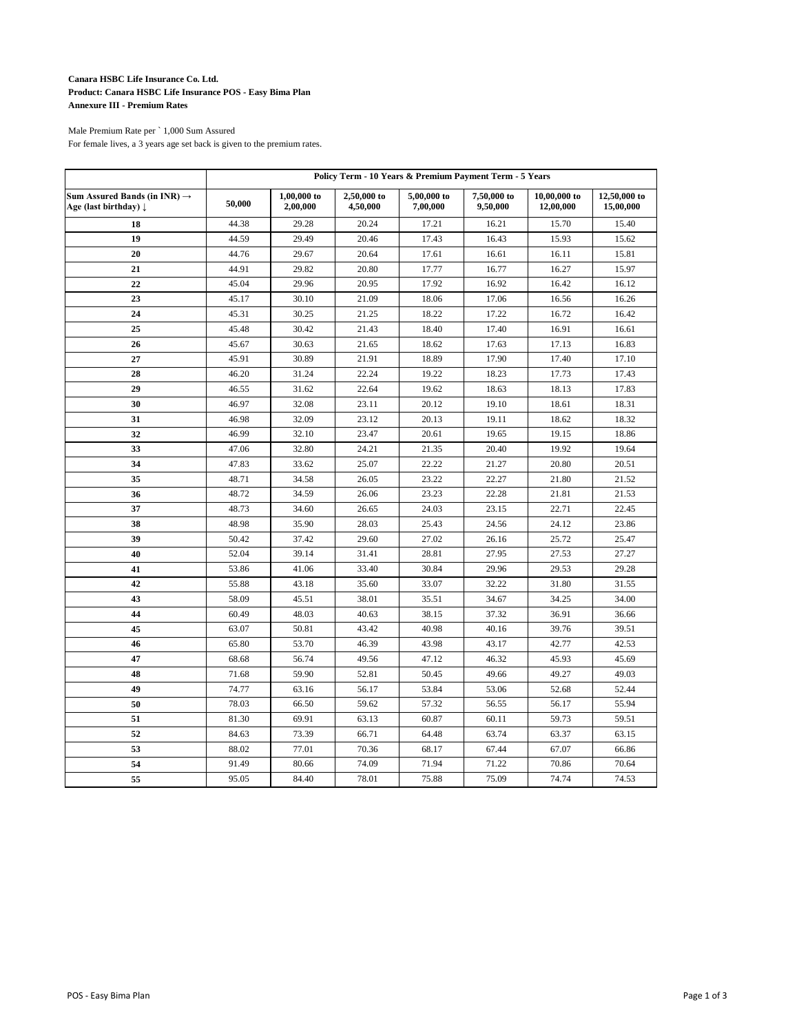**Canara HSBC Life Insurance Co. Ltd.**
**Product: Canara HSBC Life Insurance POS - Easy Bima Plan**
**Annexure III - Premium Rates**

Male Premium Rate per ` 1,000 Sum Assured
For female lives, a 3 years age set back is given to the premium rates.

| | Policy Term - 10 Years & Premium Payment Term - 5 Years | | | | | | |
|---|---|---|---|---|---|---|---|
| **Sum Assured Bands (in INR) → Age (last birthday) ↓** | **50,000** | **1,00,000 to 2,00,000** | **2,50,000 to 4,50,000** | **5,00,000 to 7,00,000** | **7,50,000 to 9,50,000** | **10,00,000 to 12,00,000** | **12,50,000 to 15,00,000** |
| **18** | 44.38 | 29.28 | 20.24 | 17.21 | 16.21 | 15.70 | 15.40 |
| **19** | 44.59 | 29.49 | 20.46 | 17.43 | 16.43 | 15.93 | 15.62 |
| **20** | 44.76 | 29.67 | 20.64 | 17.61 | 16.61 | 16.11 | 15.81 |
| **21** | 44.91 | 29.82 | 20.80 | 17.77 | 16.77 | 16.27 | 15.97 |
| **22** | 45.04 | 29.96 | 20.95 | 17.92 | 16.92 | 16.42 | 16.12 |
| **23** | 45.17 | 30.10 | 21.09 | 18.06 | 17.06 | 16.56 | 16.26 |
| **24** | 45.31 | 30.25 | 21.25 | 18.22 | 17.22 | 16.72 | 16.42 |
| **25** | 45.48 | 30.42 | 21.43 | 18.40 | 17.40 | 16.91 | 16.61 |
| **26** | 45.67 | 30.63 | 21.65 | 18.62 | 17.63 | 17.13 | 16.83 |
| **27** | 45.91 | 30.89 | 21.91 | 18.89 | 17.90 | 17.40 | 17.10 |
| **28** | 46.20 | 31.24 | 22.24 | 19.22 | 18.23 | 17.73 | 17.43 |
| **29** | 46.55 | 31.62 | 22.64 | 19.62 | 18.63 | 18.13 | 17.83 |
| **30** | 46.97 | 32.08 | 23.11 | 20.12 | 19.10 | 18.61 | 18.31 |
| **31** | 46.98 | 32.09 | 23.12 | 20.13 | 19.11 | 18.62 | 18.32 |
| **32** | 46.99 | 32.10 | 23.47 | 20.61 | 19.65 | 19.15 | 18.86 |
| **33** | 47.06 | 32.80 | 24.21 | 21.35 | 20.40 | 19.92 | 19.64 |
| **34** | 47.83 | 33.62 | 25.07 | 22.22 | 21.27 | 20.80 | 20.51 |
| **35** | 48.71 | 34.58 | 26.05 | 23.22 | 22.27 | 21.80 | 21.52 |
| **36** | 48.72 | 34.59 | 26.06 | 23.23 | 22.28 | 21.81 | 21.53 |
| **37** | 48.73 | 34.60 | 26.65 | 24.03 | 23.15 | 22.71 | 22.45 |
| **38** | 48.98 | 35.90 | 28.03 | 25.43 | 24.56 | 24.12 | 23.86 |
| **39** | 50.42 | 37.42 | 29.60 | 27.02 | 26.16 | 25.72 | 25.47 |
| **40** | 52.04 | 39.14 | 31.41 | 28.81 | 27.95 | 27.53 | 27.27 |
| **41** | 53.86 | 41.06 | 33.40 | 30.84 | 29.96 | 29.53 | 29.28 |
| **42** | 55.88 | 43.18 | 35.60 | 33.07 | 32.22 | 31.80 | 31.55 |
| **43** | 58.09 | 45.51 | 38.01 | 35.51 | 34.67 | 34.25 | 34.00 |
| **44** | 60.49 | 48.03 | 40.63 | 38.15 | 37.32 | 36.91 | 36.66 |
| **45** | 63.07 | 50.81 | 43.42 | 40.98 | 40.16 | 39.76 | 39.51 |
| **46** | 65.80 | 53.70 | 46.39 | 43.98 | 43.17 | 42.77 | 42.53 |
| **47** | 68.68 | 56.74 | 49.56 | 47.12 | 46.32 | 45.93 | 45.69 |
| **48** | 71.68 | 59.90 | 52.81 | 50.45 | 49.66 | 49.27 | 49.03 |
| **49** | 74.77 | 63.16 | 56.17 | 53.84 | 53.06 | 52.68 | 52.44 |
| **50** | 78.03 | 66.50 | 59.62 | 57.32 | 56.55 | 56.17 | 55.94 |
| **51** | 81.30 | 69.91 | 63.13 | 60.87 | 60.11 | 59.73 | 59.51 |
| **52** | 84.63 | 73.39 | 66.71 | 64.48 | 63.74 | 63.37 | 63.15 |
| **53** | 88.02 | 77.01 | 70.36 | 68.17 | 67.44 | 67.07 | 66.86 |
| **54** | 91.49 | 80.66 | 74.09 | 71.94 | 71.22 | 70.86 | 70.64 |
| **55** | 95.05 | 84.40 | 78.01 | 75.88 | 75.09 | 74.74 | 74.53 |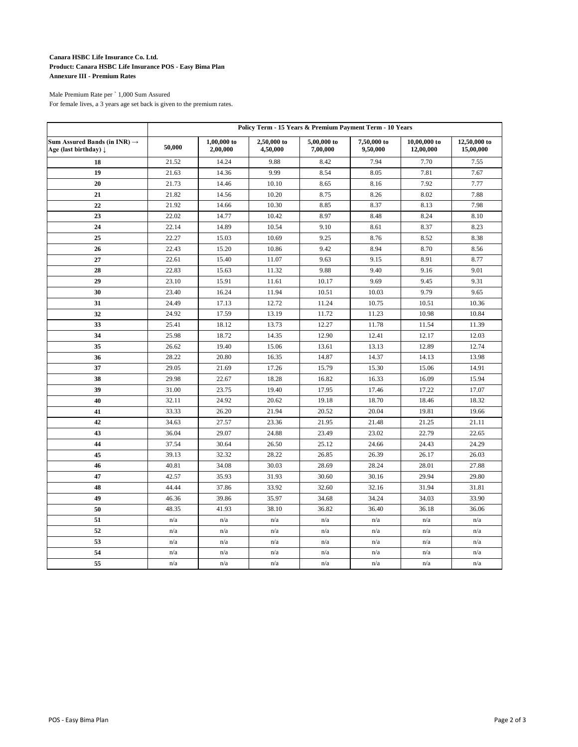**Canara HSBC Life Insurance Co. Ltd.**
**Product: Canara HSBC Life Insurance POS - Easy Bima Plan**
**Annexure III - Premium Rates**

Male Premium Rate per ` 1,000 Sum Assured
For female lives, a 3 years age set back is given to the premium rates.

| | **Policy Term - 15 Years & Premium Payment Term - 10 Years** | | | | | | |
|---|---|---|---|---|---|---|---|
| **Sum Assured Bands (in INR) → Age (last birthday) ↓** | **50,000** | **1,00,000 to 2,00,000** | **2,50,000 to 4,50,000** | **5,00,000 to 7,00,000** | **7,50,000 to 9,50,000** | **10,00,000 to 12,00,000** | **12,50,000 to 15,00,000** |
| **18** | 21.52 | 14.24 | 9.88 | 8.42 | 7.94 | 7.70 | 7.55 |
| **19** | 21.63 | 14.36 | 9.99 | 8.54 | 8.05 | 7.81 | 7.67 |
| **20** | 21.73 | 14.46 | 10.10 | 8.65 | 8.16 | 7.92 | 7.77 |
| **21** | 21.82 | 14.56 | 10.20 | 8.75 | 8.26 | 8.02 | 7.88 |
| **22** | 21.92 | 14.66 | 10.30 | 8.85 | 8.37 | 8.13 | 7.98 |
| **23** | 22.02 | 14.77 | 10.42 | 8.97 | 8.48 | 8.24 | 8.10 |
| **24** | 22.14 | 14.89 | 10.54 | 9.10 | 8.61 | 8.37 | 8.23 |
| **25** | 22.27 | 15.03 | 10.69 | 9.25 | 8.76 | 8.52 | 8.38 |
| **26** | 22.43 | 15.20 | 10.86 | 9.42 | 8.94 | 8.70 | 8.56 |
| **27** | 22.61 | 15.40 | 11.07 | 9.63 | 9.15 | 8.91 | 8.77 |
| **28** | 22.83 | 15.63 | 11.32 | 9.88 | 9.40 | 9.16 | 9.01 |
| **29** | 23.10 | 15.91 | 11.61 | 10.17 | 9.69 | 9.45 | 9.31 |
| **30** | 23.40 | 16.24 | 11.94 | 10.51 | 10.03 | 9.79 | 9.65 |
| **31** | 24.49 | 17.13 | 12.72 | 11.24 | 10.75 | 10.51 | 10.36 |
| **32** | 24.92 | 17.59 | 13.19 | 11.72 | 11.23 | 10.98 | 10.84 |
| **33** | 25.41 | 18.12 | 13.73 | 12.27 | 11.78 | 11.54 | 11.39 |
| **34** | 25.98 | 18.72 | 14.35 | 12.90 | 12.41 | 12.17 | 12.03 |
| **35** | 26.62 | 19.40 | 15.06 | 13.61 | 13.13 | 12.89 | 12.74 |
| **36** | 28.22 | 20.80 | 16.35 | 14.87 | 14.37 | 14.13 | 13.98 |
| **37** | 29.05 | 21.69 | 17.26 | 15.79 | 15.30 | 15.06 | 14.91 |
| **38** | 29.98 | 22.67 | 18.28 | 16.82 | 16.33 | 16.09 | 15.94 |
| **39** | 31.00 | 23.75 | 19.40 | 17.95 | 17.46 | 17.22 | 17.07 |
| **40** | 32.11 | 24.92 | 20.62 | 19.18 | 18.70 | 18.46 | 18.32 |
| **41** | 33.33 | 26.20 | 21.94 | 20.52 | 20.04 | 19.81 | 19.66 |
| **42** | 34.63 | 27.57 | 23.36 | 21.95 | 21.48 | 21.25 | 21.11 |
| **43** | 36.04 | 29.07 | 24.88 | 23.49 | 23.02 | 22.79 | 22.65 |
| **44** | 37.54 | 30.64 | 26.50 | 25.12 | 24.66 | 24.43 | 24.29 |
| **45** | 39.13 | 32.32 | 28.22 | 26.85 | 26.39 | 26.17 | 26.03 |
| **46** | 40.81 | 34.08 | 30.03 | 28.69 | 28.24 | 28.01 | 27.88 |
| **47** | 42.57 | 35.93 | 31.93 | 30.60 | 30.16 | 29.94 | 29.80 |
| **48** | 44.44 | 37.86 | 33.92 | 32.60 | 32.16 | 31.94 | 31.81 |
| **49** | 46.36 | 39.86 | 35.97 | 34.68 | 34.24 | 34.03 | 33.90 |
| **50** | 48.35 | 41.93 | 38.10 | 36.82 | 36.40 | 36.18 | 36.06 |
| **51** | n/a | n/a | n/a | n/a | n/a | n/a | n/a |
| **52** | n/a | n/a | n/a | n/a | n/a | n/a | n/a |
| **53** | n/a | n/a | n/a | n/a | n/a | n/a | n/a |
| **54** | n/a | n/a | n/a | n/a | n/a | n/a | n/a |
| **55** | n/a | n/a | n/a | n/a | n/a | n/a | n/a |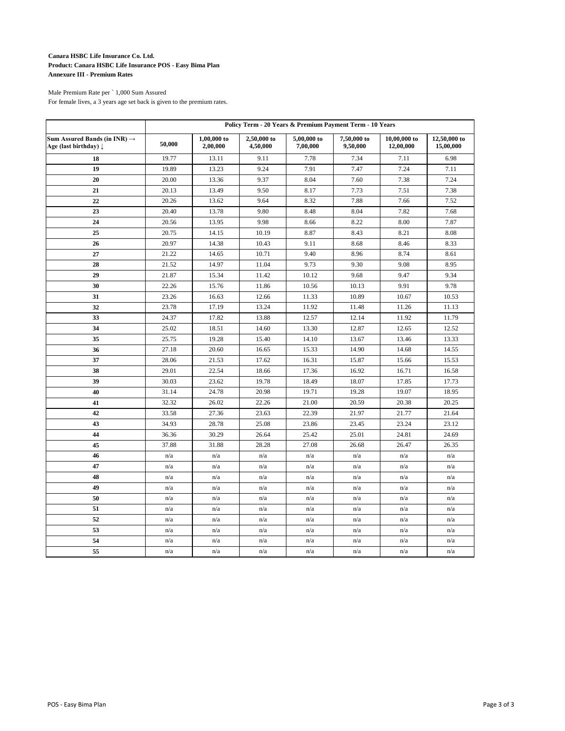**Canara HSBC Life Insurance Co. Ltd.**
**Product: Canara HSBC Life Insurance POS - Easy Bima Plan**
**Annexure III - Premium Rates**

Male Premium Rate per ` 1,000 Sum Assured
For female lives, a 3 years age set back is given to the premium rates.

| | Policy Term - 20 Years & Premium Payment Term - 10 Years | | | | | | |
|---|---|---|---|---|---|---|---|
| **Sum Assured Bands (in INR) →<br>Age (last birthday) ↓** | **50,000** | **1,00,000 to 2,00,000** | **2,50,000 to 4,50,000** | **5,00,000 to 7,00,000** | **7,50,000 to 9,50,000** | **10,00,000 to 12,00,000** | **12,50,000 to 15,00,000** |
| **18** | 19.77 | 13.11 | 9.11 | 7.78 | 7.34 | 7.11 | 6.98 |
| **19** | 19.89 | 13.23 | 9.24 | 7.91 | 7.47 | 7.24 | 7.11 |
| **20** | 20.00 | 13.36 | 9.37 | 8.04 | 7.60 | 7.38 | 7.24 |
| **21** | 20.13 | 13.49 | 9.50 | 8.17 | 7.73 | 7.51 | 7.38 |
| **22** | 20.26 | 13.62 | 9.64 | 8.32 | 7.88 | 7.66 | 7.52 |
| **23** | 20.40 | 13.78 | 9.80 | 8.48 | 8.04 | 7.82 | 7.68 |
| **24** | 20.56 | 13.95 | 9.98 | 8.66 | 8.22 | 8.00 | 7.87 |
| **25** | 20.75 | 14.15 | 10.19 | 8.87 | 8.43 | 8.21 | 8.08 |
| **26** | 20.97 | 14.38 | 10.43 | 9.11 | 8.68 | 8.46 | 8.33 |
| **27** | 21.22 | 14.65 | 10.71 | 9.40 | 8.96 | 8.74 | 8.61 |
| **28** | 21.52 | 14.97 | 11.04 | 9.73 | 9.30 | 9.08 | 8.95 |
| **29** | 21.87 | 15.34 | 11.42 | 10.12 | 9.68 | 9.47 | 9.34 |
| **30** | 22.26 | 15.76 | 11.86 | 10.56 | 10.13 | 9.91 | 9.78 |
| **31** | 23.26 | 16.63 | 12.66 | 11.33 | 10.89 | 10.67 | 10.53 |
| **32** | 23.78 | 17.19 | 13.24 | 11.92 | 11.48 | 11.26 | 11.13 |
| **33** | 24.37 | 17.82 | 13.88 | 12.57 | 12.14 | 11.92 | 11.79 |
| **34** | 25.02 | 18.51 | 14.60 | 13.30 | 12.87 | 12.65 | 12.52 |
| **35** | 25.75 | 19.28 | 15.40 | 14.10 | 13.67 | 13.46 | 13.33 |
| **36** | 27.18 | 20.60 | 16.65 | 15.33 | 14.90 | 14.68 | 14.55 |
| **37** | 28.06 | 21.53 | 17.62 | 16.31 | 15.87 | 15.66 | 15.53 |
| **38** | 29.01 | 22.54 | 18.66 | 17.36 | 16.92 | 16.71 | 16.58 |
| **39** | 30.03 | 23.62 | 19.78 | 18.49 | 18.07 | 17.85 | 17.73 |
| **40** | 31.14 | 24.78 | 20.98 | 19.71 | 19.28 | 19.07 | 18.95 |
| **41** | 32.32 | 26.02 | 22.26 | 21.00 | 20.59 | 20.38 | 20.25 |
| **42** | 33.58 | 27.36 | 23.63 | 22.39 | 21.97 | 21.77 | 21.64 |
| **43** | 34.93 | 28.78 | 25.08 | 23.86 | 23.45 | 23.24 | 23.12 |
| **44** | 36.36 | 30.29 | 26.64 | 25.42 | 25.01 | 24.81 | 24.69 |
| **45** | 37.88 | 31.88 | 28.28 | 27.08 | 26.68 | 26.47 | 26.35 |
| **46** | n/a | n/a | n/a | n/a | n/a | n/a | n/a |
| **47** | n/a | n/a | n/a | n/a | n/a | n/a | n/a |
| **48** | n/a | n/a | n/a | n/a | n/a | n/a | n/a |
| **49** | n/a | n/a | n/a | n/a | n/a | n/a | n/a |
| **50** | n/a | n/a | n/a | n/a | n/a | n/a | n/a |
| **51** | n/a | n/a | n/a | n/a | n/a | n/a | n/a |
| **52** | n/a | n/a | n/a | n/a | n/a | n/a | n/a |
| **53** | n/a | n/a | n/a | n/a | n/a | n/a | n/a |
| **54** | n/a | n/a | n/a | n/a | n/a | n/a | n/a |
| **55** | n/a | n/a | n/a | n/a | n/a | n/a | n/a |